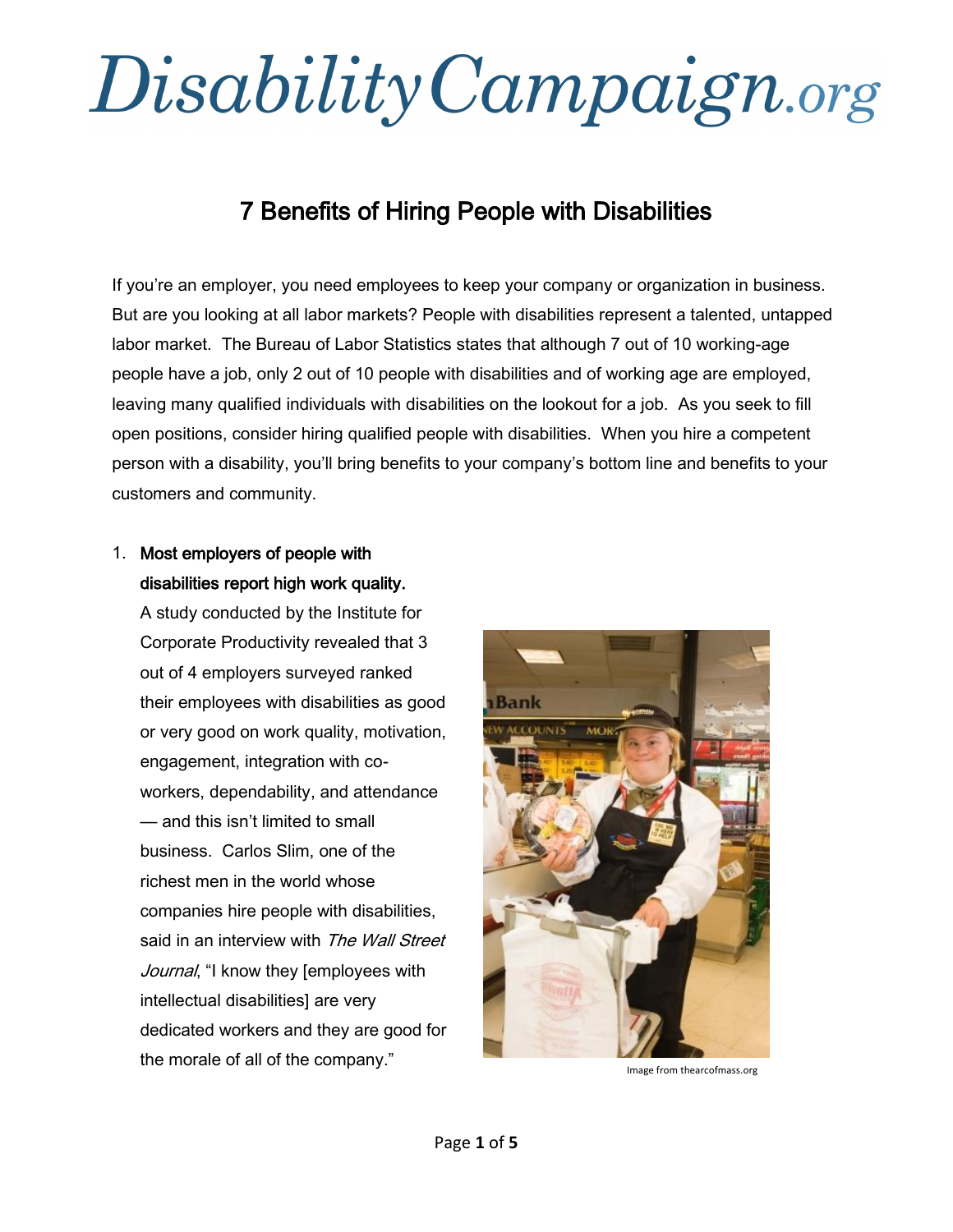# DisabilityCampaign.org

## 7 Benefits of Hiring People with Disabilities

If you're an employer, you need employees to keep your company or organization in business. But are you looking at all labor markets? People with disabilities represent a talented, untapped labor market. The Bureau of Labor Statistics states that although 7 out of 10 working-age people have a job, only 2 out of 10 people with disabilities and of working age are employed, leaving many qualified individuals with disabilities on the lookout for a job. As you seek to fill open positions, consider hiring qualified people with disabilities. When you hire a competent person with a disability, you'll bring benefits to your company's bottom line and benefits to your customers and community.

1. **Most employers of people with disabilities report high work quality.**
   A study conducted by the Institute for Corporate Productivity revealed that 3 out of 4 employers surveyed ranked their employees with disabilities as good or very good on work quality, motivation, engagement, integration with co-workers, dependability, and attendance — and this isn't limited to small business. Carlos Slim, one of the richest men in the world whose companies hire people with disabilities, said in an interview with *The Wall Street Journal*, "I know they [employees with intellectual disabilities] are very dedicated workers and they are good for the morale of all of the company."

Image from thearcofmass.org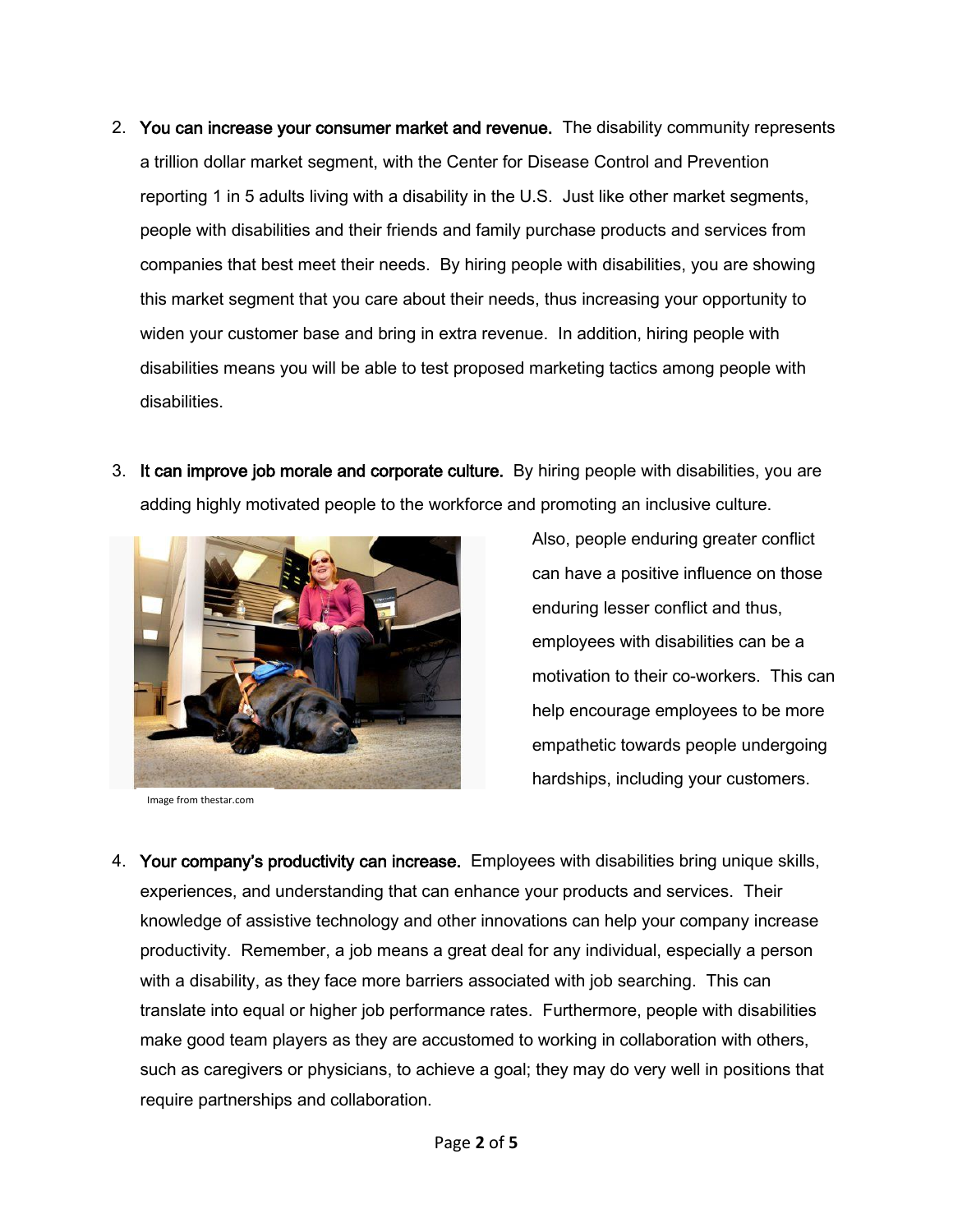2. **You can increase your consumer market and revenue.** The disability community represents a trillion dollar market segment, with the Center for Disease Control and Prevention reporting 1 in 5 adults living with a disability in the U.S. Just like other market segments, people with disabilities and their friends and family purchase products and services from companies that best meet their needs. By hiring people with disabilities, you are showing this market segment that you care about their needs, thus increasing your opportunity to widen your customer base and bring in extra revenue. In addition, hiring people with disabilities means you will be able to test proposed marketing tactics among people with disabilities.

3. **It can improve job morale and corporate culture.** By hiring people with disabilities, you are adding highly motivated people to the workforce and promoting an inclusive culture. Also, people enduring greater conflict can have a positive influence on those enduring lesser conflict and thus, employees with disabilities can be a motivation to their co-workers. This can help encourage employees to be more empathetic towards people undergoing hardships, including your customers.

Image from thestar.com

4. **Your company's productivity can increase.** Employees with disabilities bring unique skills, experiences, and understanding that can enhance your products and services. Their knowledge of assistive technology and other innovations can help your company increase productivity. Remember, a job means a great deal for any individual, especially a person with a disability, as they face more barriers associated with job searching. This can translate into equal or higher job performance rates. Furthermore, people with disabilities make good team players as they are accustomed to working in collaboration with others, such as caregivers or physicians, to achieve a goal; they may do very well in positions that require partnerships and collaboration.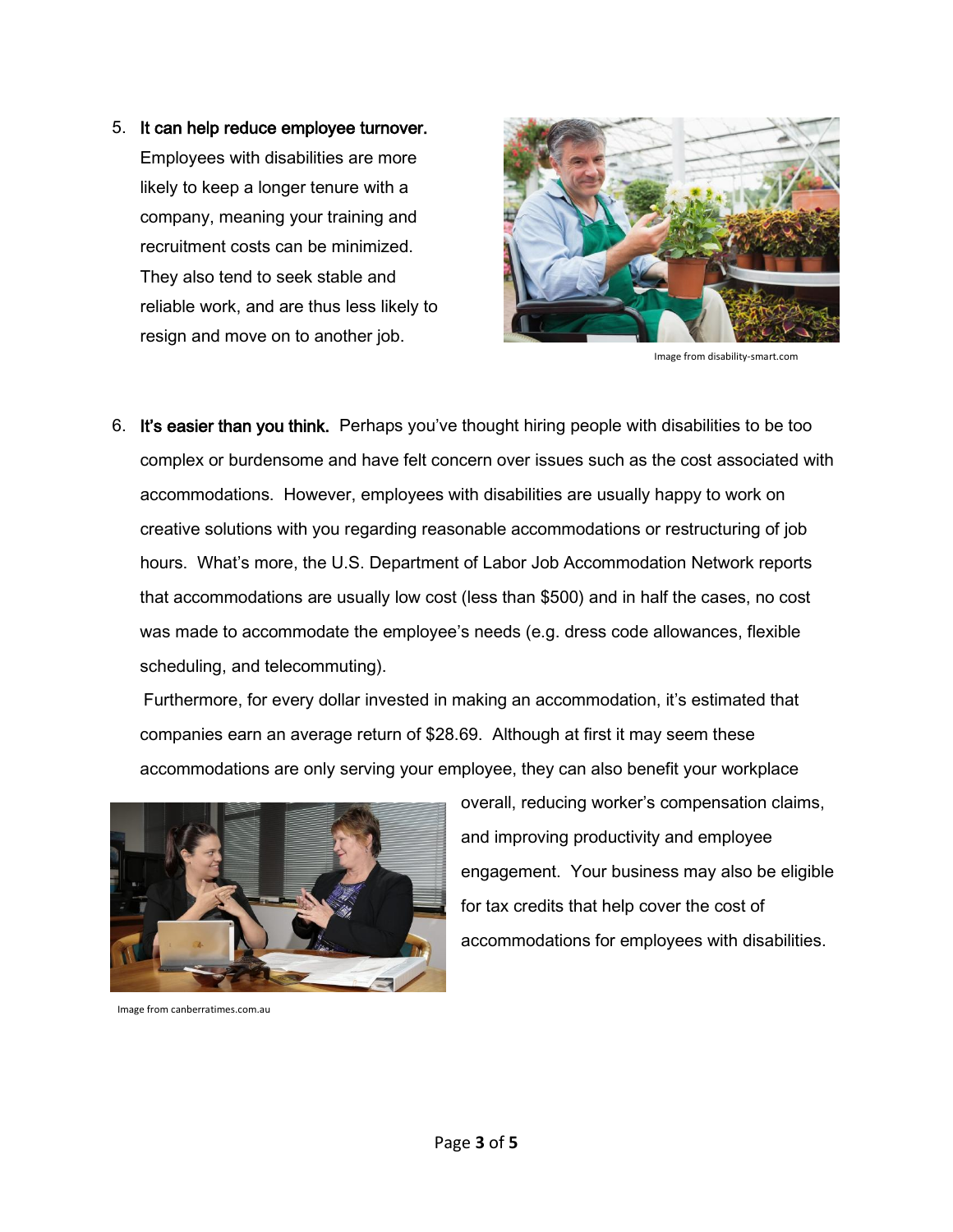5. **It can help reduce employee turnover.** Employees with disabilities are more likely to keep a longer tenure with a company, meaning your training and recruitment costs can be minimized. They also tend to seek stable and reliable work, and are thus less likely to resign and move on to another job.

Image from disability-smart.com

6. **It's easier than you think.** Perhaps you've thought hiring people with disabilities to be too complex or burdensome and have felt concern over issues such as the cost associated with accommodations. However, employees with disabilities are usually happy to work on creative solutions with you regarding reasonable accommodations or restructuring of job hours. What's more, the U.S. Department of Labor Job Accommodation Network reports that accommodations are usually low cost (less than $500) and in half the cases, no cost was made to accommodate the employee's needs (e.g. dress code allowances, flexible scheduling, and telecommuting).

   Furthermore, for every dollar invested in making an accommodation, it's estimated that companies earn an average return of $28.69. Although at first it may seem these accommodations are only serving your employee, they can also benefit your workplace overall, reducing worker's compensation claims, and improving productivity and employee engagement. Your business may also be eligible for tax credits that help cover the cost of accommodations for employees with disabilities.

Image from canberratimes.com.au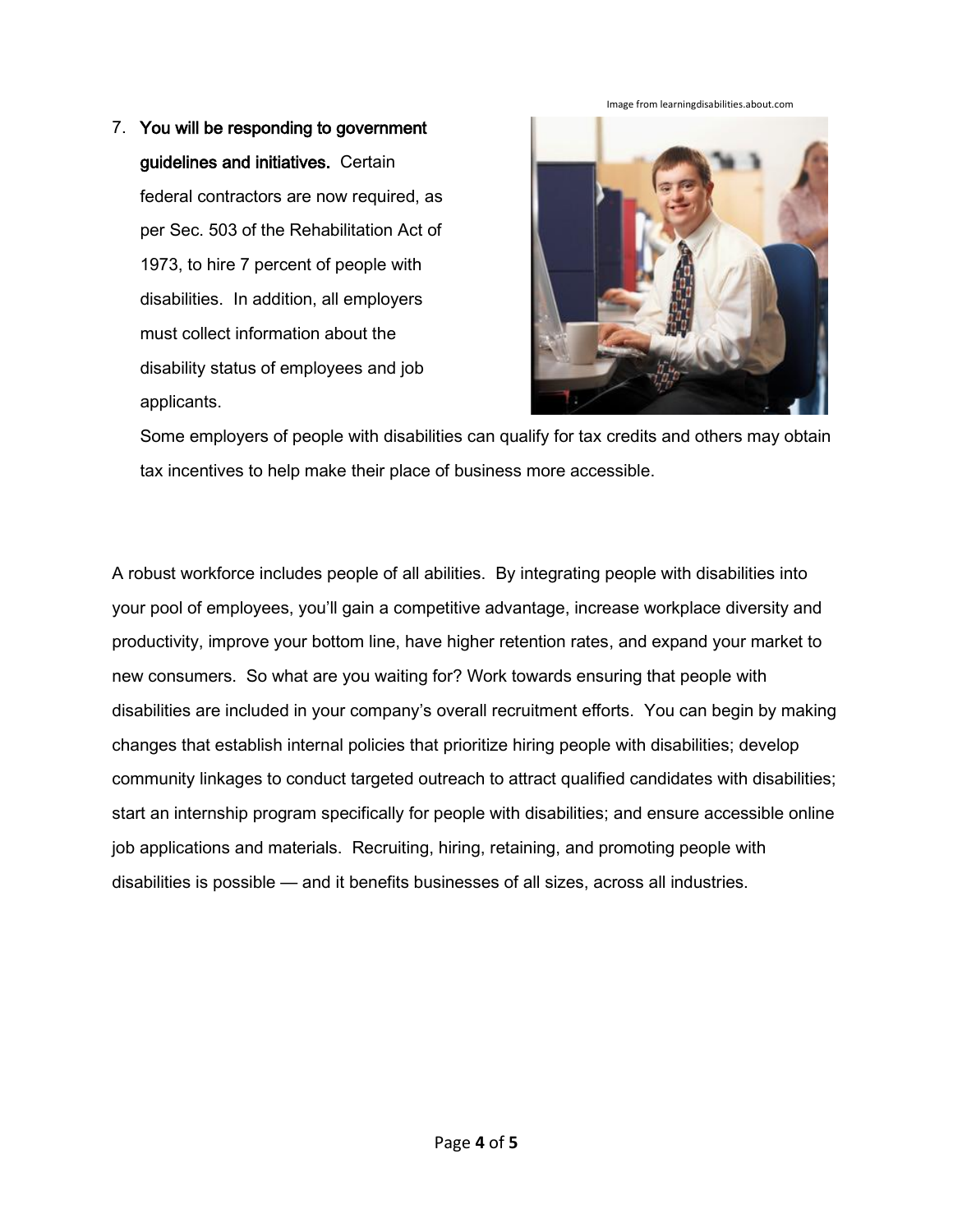Image from learningdisabilities.about.com

7. **You will be responding to government guidelines and initiatives.** Certain federal contractors are now required, as per Sec. 503 of the Rehabilitation Act of 1973, to hire 7 percent of people with disabilities. In addition, all employers must collect information about the disability status of employees and job applicants.

   Some employers of people with disabilities can qualify for tax credits and others may obtain tax incentives to help make their place of business more accessible.

A robust workforce includes people of all abilities. By integrating people with disabilities into your pool of employees, you'll gain a competitive advantage, increase workplace diversity and productivity, improve your bottom line, have higher retention rates, and expand your market to new consumers. So what are you waiting for? Work towards ensuring that people with disabilities are included in your company's overall recruitment efforts. You can begin by making changes that establish internal policies that prioritize hiring people with disabilities; develop community linkages to conduct targeted outreach to attract qualified candidates with disabilities; start an internship program specifically for people with disabilities; and ensure accessible online job applications and materials. Recruiting, hiring, retaining, and promoting people with disabilities is possible — and it benefits businesses of all sizes, across all industries.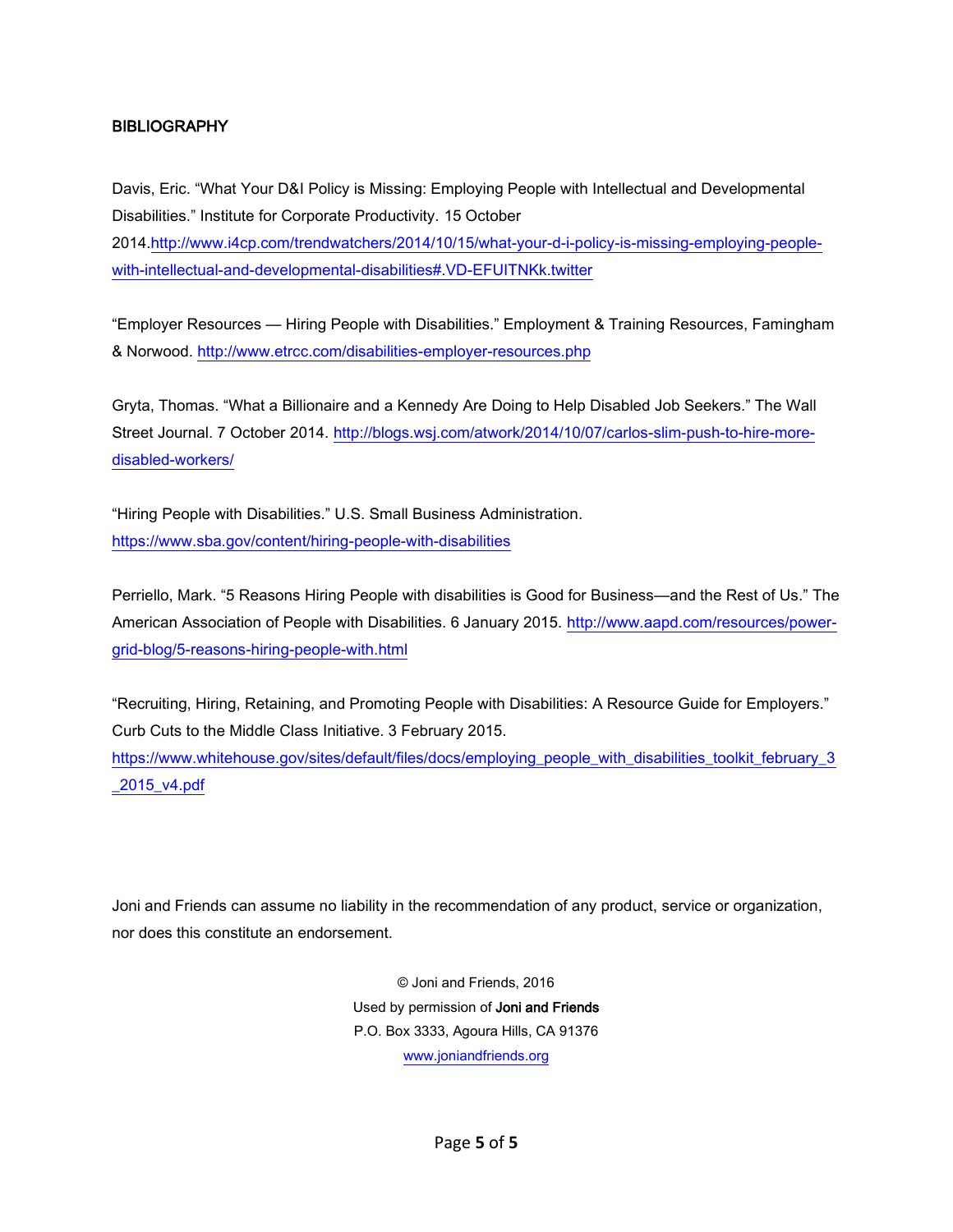**BIBLIOGRAPHY**

Davis, Eric. "What Your D&I Policy is Missing: Employing People with Intellectual and Developmental Disabilities." Institute for Corporate Productivity. 15 October 2014.http://www.i4cp.com/trendwatchers/2014/10/15/what-your-d-i-policy-is-missing-employing-people-with-intellectual-and-developmental-disabilities#.VD-EFUITNKk.twitter

"Employer Resources — Hiring People with Disabilities." Employment & Training Resources, Famingham & Norwood. http://www.etrcc.com/disabilities-employer-resources.php

Gryta, Thomas. "What a Billionaire and a Kennedy Are Doing to Help Disabled Job Seekers." The Wall Street Journal. 7 October 2014. http://blogs.wsj.com/atwork/2014/10/07/carlos-slim-push-to-hire-more-disabled-workers/

"Hiring People with Disabilities." U.S. Small Business Administration. https://www.sba.gov/content/hiring-people-with-disabilities

Perriello, Mark. "5 Reasons Hiring People with disabilities is Good for Business—and the Rest of Us." The American Association of People with Disabilities. 6 January 2015. http://www.aapd.com/resources/power-grid-blog/5-reasons-hiring-people-with.html

"Recruiting, Hiring, Retaining, and Promoting People with Disabilities: A Resource Guide for Employers." Curb Cuts to the Middle Class Initiative. 3 February 2015. https://www.whitehouse.gov/sites/default/files/docs/employing_people_with_disabilities_toolkit_february_3_2015_v4.pdf

Joni and Friends can assume no liability in the recommendation of any product, service or organization, nor does this constitute an endorsement.

© Joni and Friends, 2016
Used by permission of **Joni and Friends**
P.O. Box 3333, Agoura Hills, CA 91376
www.joniandfriends.org